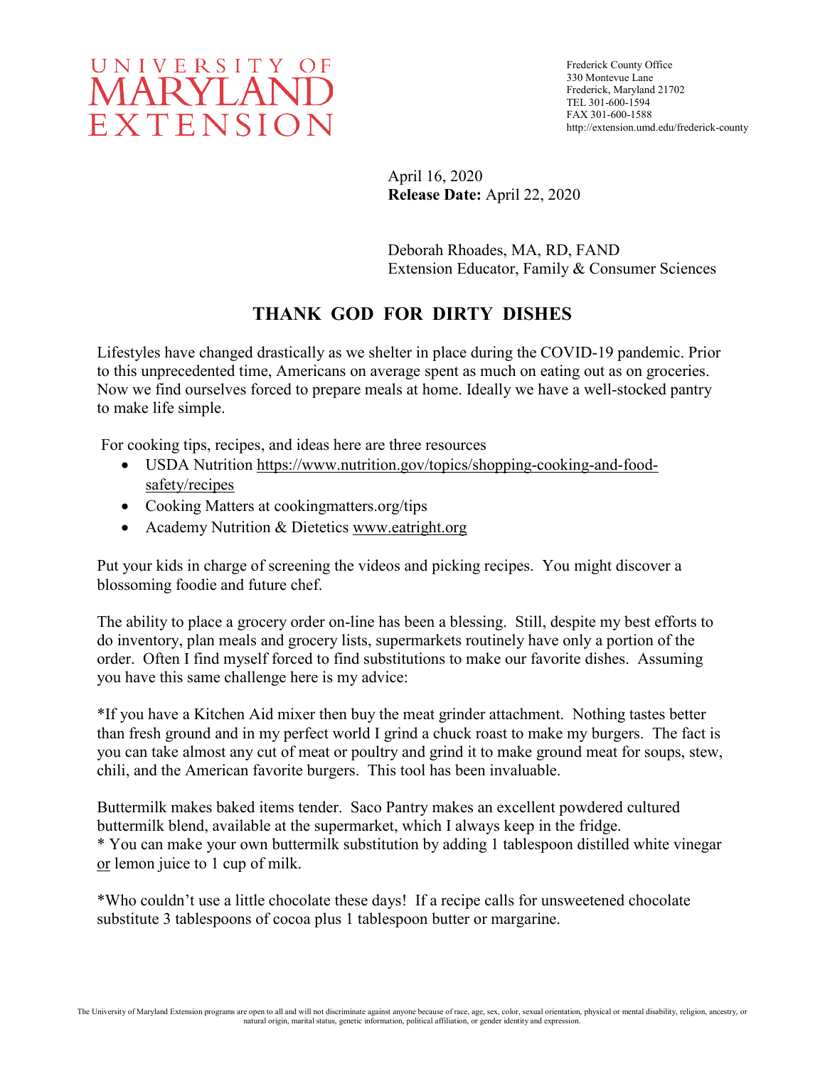UNIVERSITY OF MARYLAND EXTENSION

Frederick County Office
330 Montevue Lane
Frederick, Maryland 21702
TEL 301-600-1594
FAX 301-600-1588
http://extension.umd.edu/frederick-county

April 16, 2020
**Release Date:** April 22, 2020

Deborah Rhoades, MA, RD, FAND
Extension Educator, Family & Consumer Sciences

# THANK GOD FOR DIRTY DISHES

Lifestyles have changed drastically as we shelter in place during the COVID-19 pandemic. Prior to this unprecedented time, Americans on average spent as much on eating out as on groceries. Now we find ourselves forced to prepare meals at home. Ideally we have a well-stocked pantry to make life simple.

For cooking tips, recipes, and ideas here are three resources

- USDA Nutrition https://www.nutrition.gov/topics/shopping-cooking-and-food-safety/recipes
- Cooking Matters at cookingmatters.org/tips
- Academy Nutrition & Dietetics www.eatright.org

Put your kids in charge of screening the videos and picking recipes. You might discover a blossoming foodie and future chef.

The ability to place a grocery order on-line has been a blessing. Still, despite my best efforts to do inventory, plan meals and grocery lists, supermarkets routinely have only a portion of the order. Often I find myself forced to find substitutions to make our favorite dishes. Assuming you have this same challenge here is my advice:

*If you have a Kitchen Aid mixer then buy the meat grinder attachment. Nothing tastes better than fresh ground and in my perfect world I grind a chuck roast to make my burgers. The fact is you can take almost any cut of meat or poultry and grind it to make ground meat for soups, stew, chili, and the American favorite burgers. This tool has been invaluable.

Buttermilk makes baked items tender. Saco Pantry makes an excellent powdered cultured buttermilk blend, available at the supermarket, which I always keep in the fridge.
* You can make your own buttermilk substitution by adding 1 tablespoon distilled white vinegar or lemon juice to 1 cup of milk.

*Who couldn't use a little chocolate these days! If a recipe calls for unsweetened chocolate substitute 3 tablespoons of cocoa plus 1 tablespoon butter or margarine.

The University of Maryland Extension programs are open to all and will not discriminate against anyone because of race, age, sex, color, sexual orientation, physical or mental disability, religion, ancestry, or natural origin, marital status, genetic information, political affiliation, or gender identity and expression.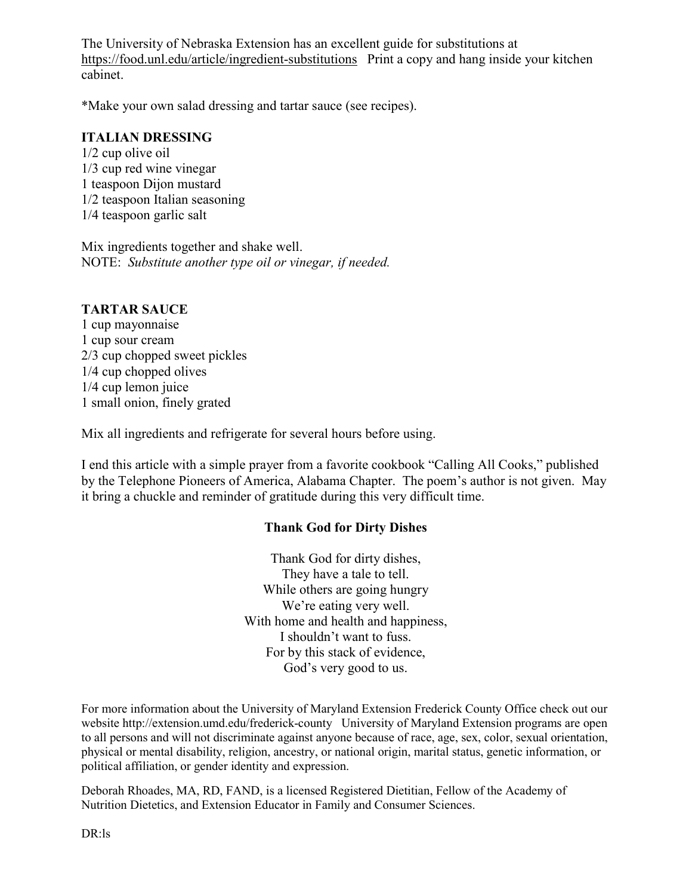The University of Nebraska Extension has an excellent guide for substitutions at https://food.unl.edu/article/ingredient-substitutions Print a copy and hang inside your kitchen cabinet.

*Make your own salad dressing and tartar sauce (see recipes).

**ITALIAN DRESSING**

1/2 cup olive oil
1/3 cup red wine vinegar
1 teaspoon Dijon mustard
1/2 teaspoon Italian seasoning
1/4 teaspoon garlic salt

Mix ingredients together and shake well.
NOTE: *Substitute another type oil or vinegar, if needed.*

**TARTAR SAUCE**

1 cup mayonnaise
1 cup sour cream
2/3 cup chopped sweet pickles
1/4 cup chopped olives
1/4 cup lemon juice
1 small onion, finely grated

Mix all ingredients and refrigerate for several hours before using.

I end this article with a simple prayer from a favorite cookbook "Calling All Cooks," published by the Telephone Pioneers of America, Alabama Chapter. The poem's author is not given. May it bring a chuckle and reminder of gratitude during this very difficult time.

**Thank God for Dirty Dishes**

Thank God for dirty dishes,
They have a tale to tell.
While others are going hungry
We're eating very well.
With home and health and happiness,
I shouldn't want to fuss.
For by this stack of evidence,
God's very good to us.

For more information about the University of Maryland Extension Frederick County Office check out our website http://extension.umd.edu/frederick-county University of Maryland Extension programs are open to all persons and will not discriminate against anyone because of race, age, sex, color, sexual orientation, physical or mental disability, religion, ancestry, or national origin, marital status, genetic information, or political affiliation, or gender identity and expression.

Deborah Rhoades, MA, RD, FAND, is a licensed Registered Dietitian, Fellow of the Academy of Nutrition Dietetics, and Extension Educator in Family and Consumer Sciences.

DR:ls